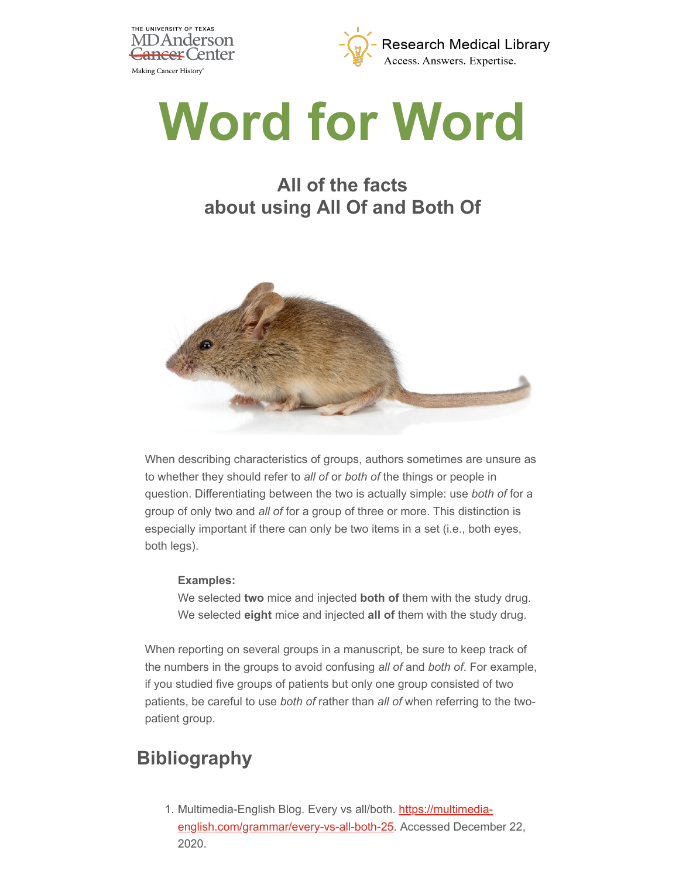# Word for Word

## All of the facts about using All Of and Both Of

When describing characteristics of groups, authors sometimes are unsure as to whether they should refer to *all of* or *both of* the things or people in question. Differentiating between the two is actually simple: use *both of* for a group of only two and *all of* for a group of three or more. This distinction is especially important if there can only be two items in a set (i.e., both eyes, both legs).

> **Examples:**
> We selected **two** mice and injected **both of** them with the study drug.
> We selected **eight** mice and injected **all of** them with the study drug.

When reporting on several groups in a manuscript, be sure to keep track of the numbers in the groups to avoid confusing *all of* and *both of*. For example, if you studied five groups of patients but only one group consisted of two patients, be careful to use *both of* rather than *all of* when referring to the two-patient group.

## Bibliography

1. Multimedia-English Blog. Every vs all/both. https://multimedia-english.com/grammar/every-vs-all-both-25. Accessed December 22, 2020.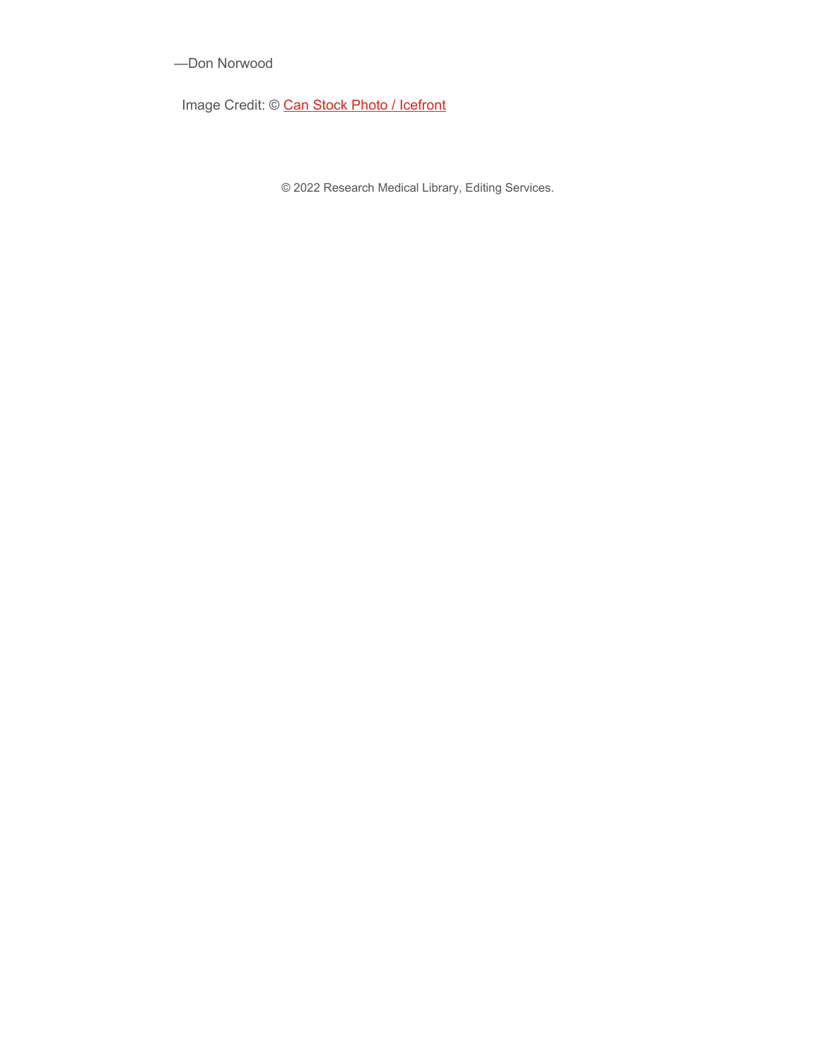—Don Norwood

Image Credit: © Can Stock Photo / Icefront

© 2022 Research Medical Library, Editing Services.